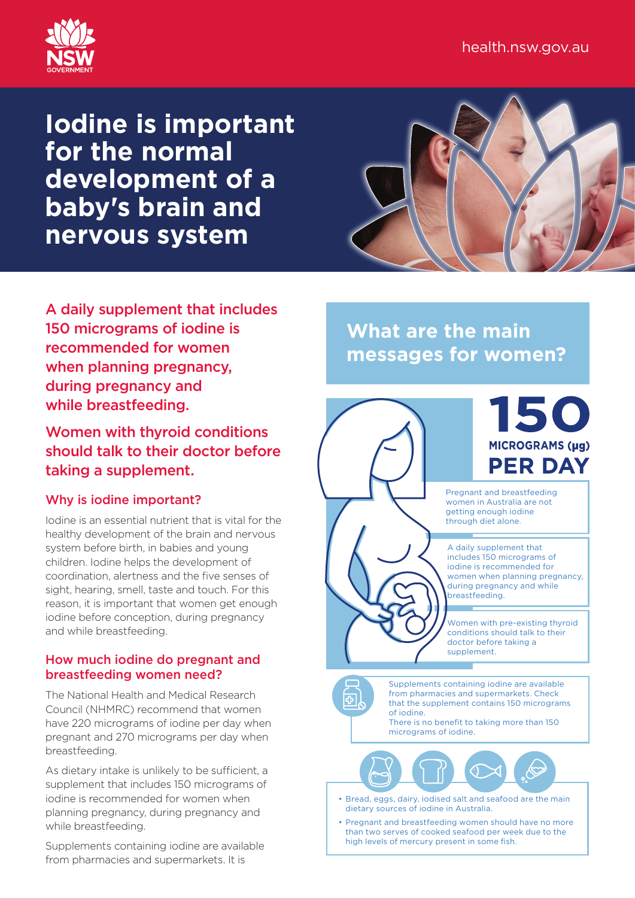health.nsw.gov.au

# Iodine is important for the normal development of a baby's brain and nervous system

**A daily supplement that includes 150 micrograms of iodine is recommended for women when planning pregnancy, during pregnancy and while breastfeeding.**

**Women with thyroid conditions should talk to their doctor before taking a supplement.**

### Why is iodine important?

Iodine is an essential nutrient that is vital for the healthy development of the brain and nervous system before birth, in babies and young children. Iodine helps the development of coordination, alertness and the five senses of sight, hearing, smell, taste and touch. For this reason, it is important that women get enough iodine before conception, during pregnancy and while breastfeeding.

### How much iodine do pregnant and breastfeeding women need?

The National Health and Medical Research Council (NHMRC) recommend that women have 220 micrograms of iodine per day when pregnant and 270 micrograms per day when breastfeeding.

As dietary intake is unlikely to be sufficient, a supplement that includes 150 micrograms of iodine is recommended for women when planning pregnancy, during pregnancy and while breastfeeding.

Supplements containing iodine are available from pharmacies and supermarkets. It is

## What are the main messages for women?

**150 MICROGRAMS (µg) PER DAY**

Pregnant and breastfeeding women in Australia are not getting enough iodine through diet alone.

A daily supplement that includes 150 micrograms of iodine is recommended for women when planning pregnancy, during pregnancy and while breastfeeding.

Women with pre-existing thyroid conditions should talk to their doctor before taking a supplement.

Supplements containing iodine are available from pharmacies and supermarkets. Check that the supplement contains 150 micrograms of iodine.
There is no benefit to taking more than 150 micrograms of iodine.

- Bread, eggs, dairy, iodised salt and seafood are the main dietary sources of iodine in Australia.
- Pregnant and breastfeeding women should have no more than two serves of cooked seafood per week due to the high levels of mercury present in some fish.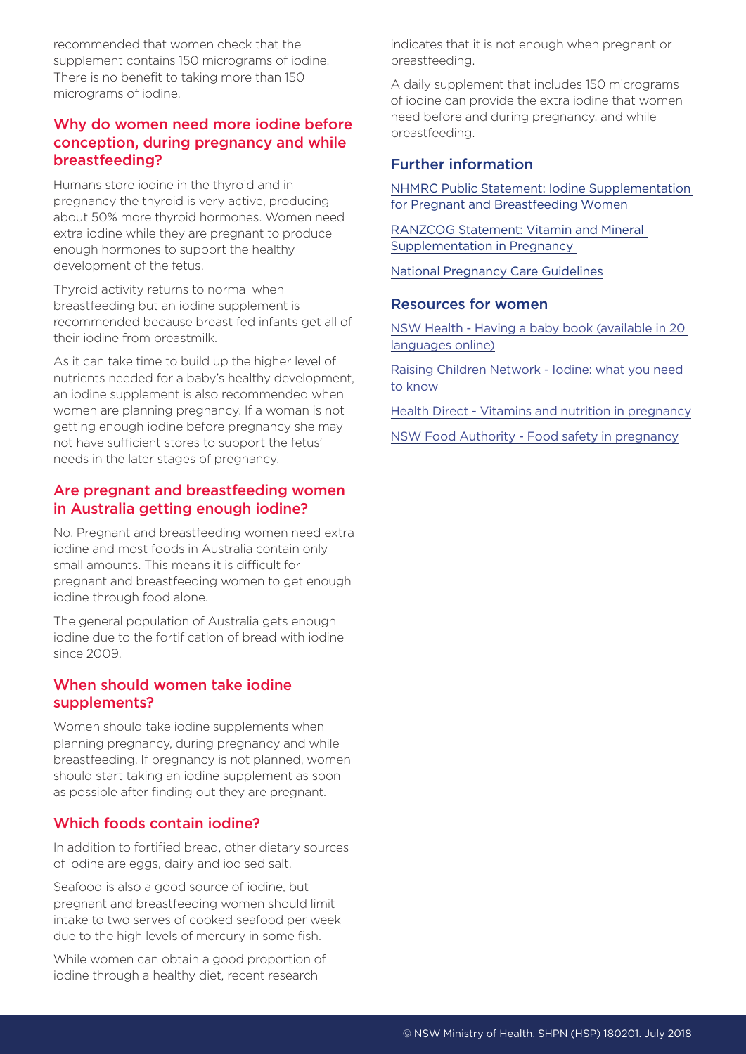recommended that women check that the supplement contains 150 micrograms of iodine. There is no benefit to taking more than 150 micrograms of iodine.

## Why do women need more iodine before conception, during pregnancy and while breastfeeding?

Humans store iodine in the thyroid and in pregnancy the thyroid is very active, producing about 50% more thyroid hormones. Women need extra iodine while they are pregnant to produce enough hormones to support the healthy development of the fetus.

Thyroid activity returns to normal when breastfeeding but an iodine supplement is recommended because breast fed infants get all of their iodine from breastmilk.

As it can take time to build up the higher level of nutrients needed for a baby's healthy development, an iodine supplement is also recommended when women are planning pregnancy. If a woman is not getting enough iodine before pregnancy she may not have sufficient stores to support the fetus' needs in the later stages of pregnancy.

## Are pregnant and breastfeeding women in Australia getting enough iodine?

No. Pregnant and breastfeeding women need extra iodine and most foods in Australia contain only small amounts. This means it is difficult for pregnant and breastfeeding women to get enough iodine through food alone.

The general population of Australia gets enough iodine due to the fortification of bread with iodine since 2009.

## When should women take iodine supplements?

Women should take iodine supplements when planning pregnancy, during pregnancy and while breastfeeding. If pregnancy is not planned, women should start taking an iodine supplement as soon as possible after finding out they are pregnant.

## Which foods contain iodine?

In addition to fortified bread, other dietary sources of iodine are eggs, dairy and iodised salt.

Seafood is also a good source of iodine, but pregnant and breastfeeding women should limit intake to two serves of cooked seafood per week due to the high levels of mercury in some fish.

While women can obtain a good proportion of iodine through a healthy diet, recent research indicates that it is not enough when pregnant or breastfeeding.

A daily supplement that includes 150 micrograms of iodine can provide the extra iodine that women need before and during pregnancy, and while breastfeeding.

## Further information

NHMRC Public Statement: Iodine Supplementation for Pregnant and Breastfeeding Women

RANZCOG Statement: Vitamin and Mineral Supplementation in Pregnancy

National Pregnancy Care Guidelines

## Resources for women

NSW Health - Having a baby book (available in 20 languages online)

Raising Children Network - Iodine: what you need to know

Health Direct - Vitamins and nutrition in pregnancy

NSW Food Authority - Food safety in pregnancy

© NSW Ministry of Health. SHPN (HSP) 180201. July 2018